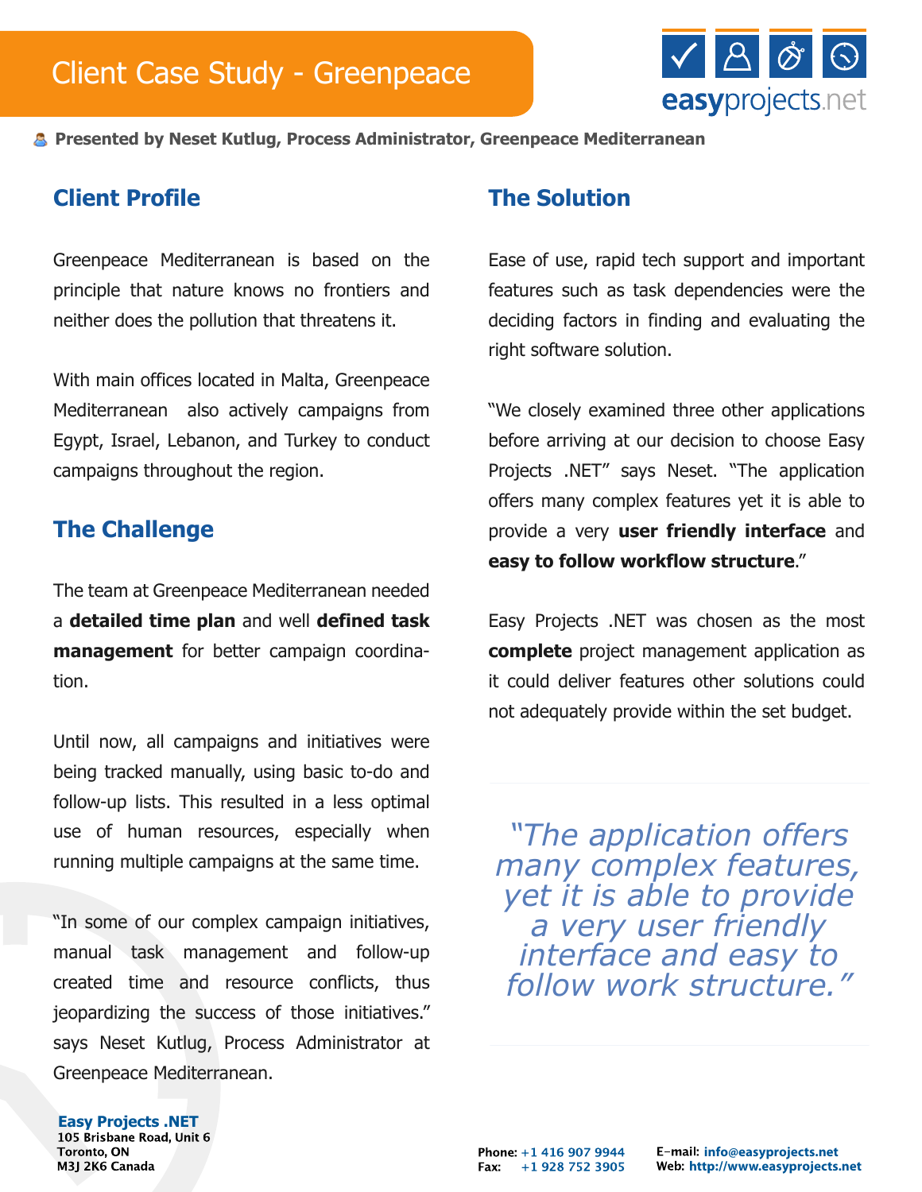# Client Case Study - Greenpeace

easyprojects.net

**Presented by Neset Kutlug, Process Administrator, Greenpeace Mediterranean**

## Client Profile

Greenpeace Mediterranean is based on the principle that nature knows no frontiers and neither does the pollution that threatens it.

With main offices located in Malta, Greenpeace Mediterranean also actively campaigns from Egypt, Israel, Lebanon, and Turkey to conduct campaigns throughout the region.

## The Challenge

The team at Greenpeace Mediterranean needed a **detailed time plan** and well **defined task management** for better campaign coordination.

Until now, all campaigns and initiatives were being tracked manually, using basic to-do and follow-up lists. This resulted in a less optimal use of human resources, especially when running multiple campaigns at the same time.

"In some of our complex campaign initiatives, manual task management and follow-up created time and resource conflicts, thus jeopardizing the success of those initiatives." says Neset Kutlug, Process Administrator at Greenpeace Mediterranean.

## The Solution

Ease of use, rapid tech support and important features such as task dependencies were the deciding factors in finding and evaluating the right software solution.

"We closely examined three other applications before arriving at our decision to choose Easy Projects .NET" says Neset. "The application offers many complex features yet it is able to provide a very **user friendly interface** and **easy to follow workflow structure**."

Easy Projects .NET was chosen as the most **complete** project management application as it could deliver features other solutions could not adequately provide within the set budget.

> *"The application offers many complex features, yet it is able to provide a very user friendly interface and easy to follow work structure."*

**Easy Projects .NET**
105 Brisbane Road, Unit 6
Toronto, ON
M3J 2K6 Canada

Phone: +1 416 907 9944
Fax: +1 928 752 3905

E-mail: info@easyprojects.net
Web: http://www.easyprojects.net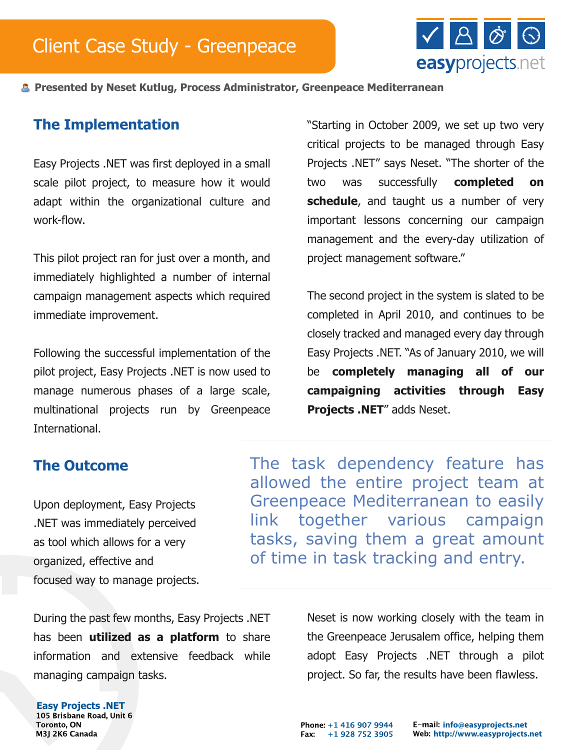# Client Case Study - Greenpeace

**Presented by Neset Kutlug, Process Administrator, Greenpeace Mediterranean**

## The Implementation

Easy Projects .NET was first deployed in a small scale pilot project, to measure how it would adapt within the organizational culture and work-flow.

This pilot project ran for just over a month, and immediately highlighted a number of internal campaign management aspects which required immediate improvement.

Following the successful implementation of the pilot project, Easy Projects .NET is now used to manage numerous phases of a large scale, multinational projects run by Greenpeace International.

"Starting in October 2009, we set up two very critical projects to be managed through Easy Projects .NET" says Neset. "The shorter of the two was successfully **completed on schedule**, and taught us a number of very important lessons concerning our campaign management and the every-day utilization of project management software."

The second project in the system is slated to be completed in April 2010, and continues to be closely tracked and managed every day through Easy Projects .NET. "As of January 2010, we will be **completely managing all of our campaigning activities through Easy Projects .NET**" adds Neset.

## The Outcome

Upon deployment, Easy Projects .NET was immediately perceived as tool which allows for a very organized, effective and focused way to manage projects.

The task dependency feature has allowed the entire project team at Greenpeace Mediterranean to easily link together various campaign tasks, saving them a great amount of time in task tracking and entry.

During the past few months, Easy Projects .NET has been **utilized as a platform** to share information and extensive feedback while managing campaign tasks.

Neset is now working closely with the team in the Greenpeace Jerusalem office, helping them adopt Easy Projects .NET through a pilot project. So far, the results have been flawless.

**Easy Projects .NET**
105 Brisbane Road, Unit 6
Toronto, ON
M3J 2K6 Canada

Phone: +1 416 907 9944
Fax: +1 928 752 3905

E-mail: info@easyprojects.net
Web: http://www.easyprojects.net